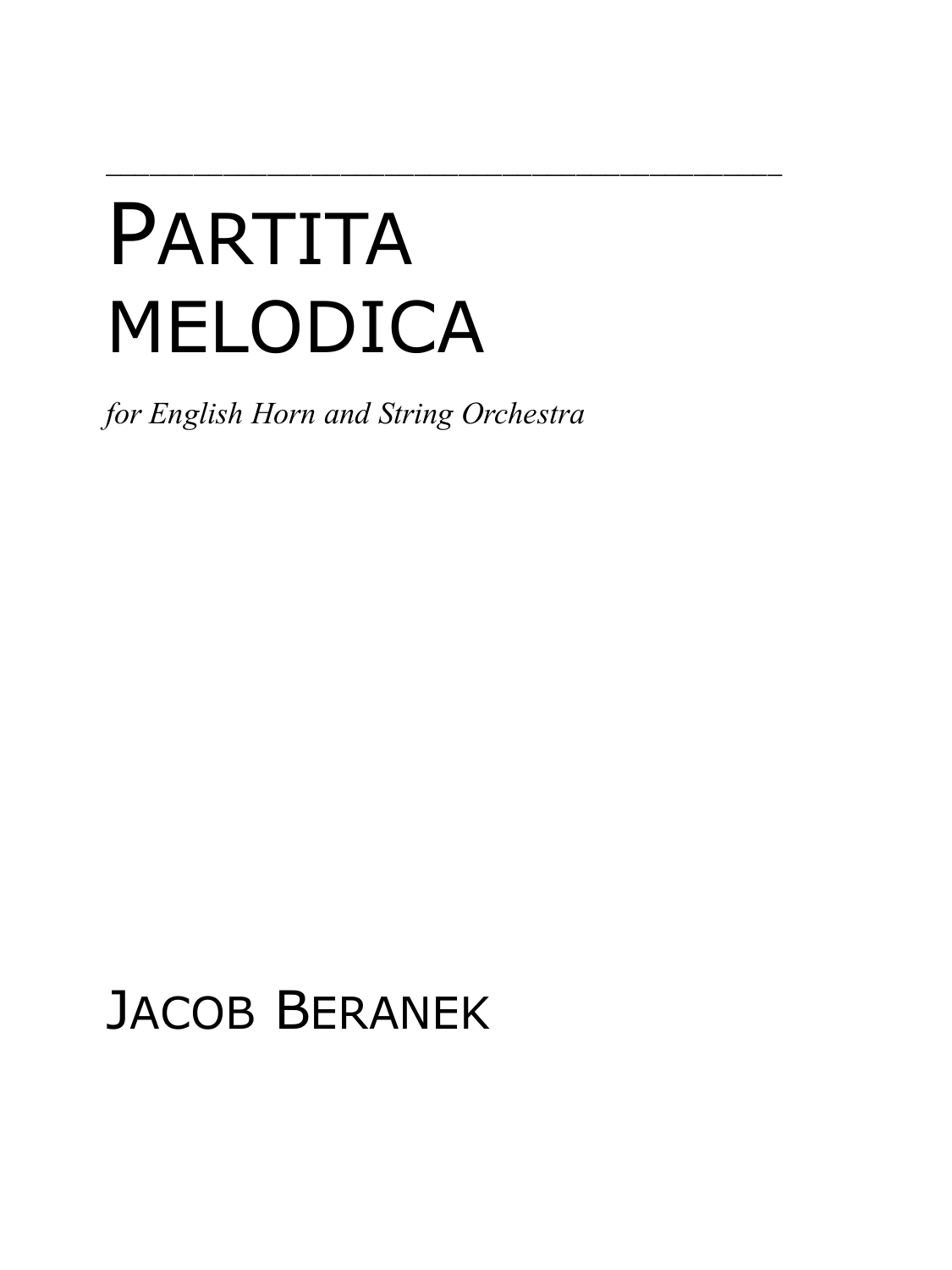# PARTITA MELODICA

*for English Horn and String Orchestra*

JACOB BERANEK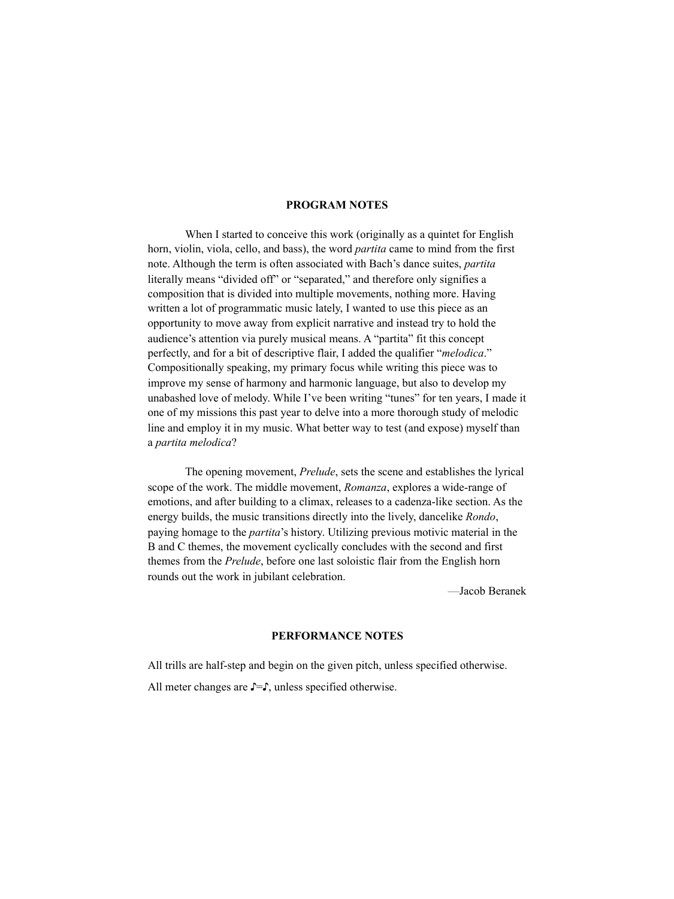## PROGRAM NOTES

When I started to conceive this work (originally as a quintet for English horn, violin, viola, cello, and bass), the word *partita* came to mind from the first note. Although the term is often associated with Bach's dance suites, *partita* literally means "divided off" or "separated," and therefore only signifies a composition that is divided into multiple movements, nothing more. Having written a lot of programmatic music lately, I wanted to use this piece as an opportunity to move away from explicit narrative and instead try to hold the audience's attention via purely musical means. A "partita" fit this concept perfectly, and for a bit of descriptive flair, I added the qualifier "*melodica*." Compositionally speaking, my primary focus while writing this piece was to improve my sense of harmony and harmonic language, but also to develop my unabashed love of melody. While I've been writing "tunes" for ten years, I made it one of my missions this past year to delve into a more thorough study of melodic line and employ it in my music. What better way to test (and expose) myself than a *partita melodica*?

The opening movement, *Prelude*, sets the scene and establishes the lyrical scope of the work. The middle movement, *Romanza*, explores a wide-range of emotions, and after building to a climax, releases to a cadenza-like section. As the energy builds, the music transitions directly into the lively, dancelike *Rondo*, paying homage to the *partita*'s history. Utilizing previous motivic material in the B and C themes, the movement cyclically concludes with the second and first themes from the *Prelude*, before one last soloistic flair from the English horn rounds out the work in jubilant celebration.

—Jacob Beranek

## PERFORMANCE NOTES

All trills are half-step and begin on the given pitch, unless specified otherwise.

All meter changes are ♪=♪, unless specified otherwise.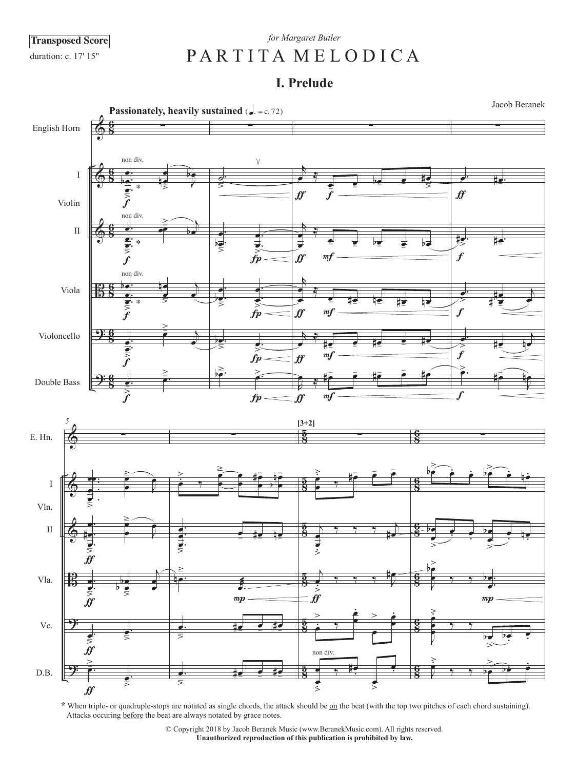Transposed Score

duration: c. 17' 15"

*for Margaret Butler*

# PARTITA MELODICA

## I. Prelude

Jacob Beranek

**Passionately, heavily sustained** (♩. = c. 72)

English Horn

Violin I

Violin II

Viola

Violoncello

Double Bass

non div.

*f* *ff* *fp* *mf* *mp*

[3+2]

E. Hn. Vln. Vla. Vc. D.B.

\* When triple- or quadruple-stops are notated as single chords, the attack should be on the beat (with the top two pitches of each chord sustaining). Attacks occuring before the beat are always notated by grace notes.

© Copyright 2018 by Jacob Beranek Music (www.BeranekMusic.com). All rights reserved.
**Unauthorized reproduction of this publication is prohibited by law.**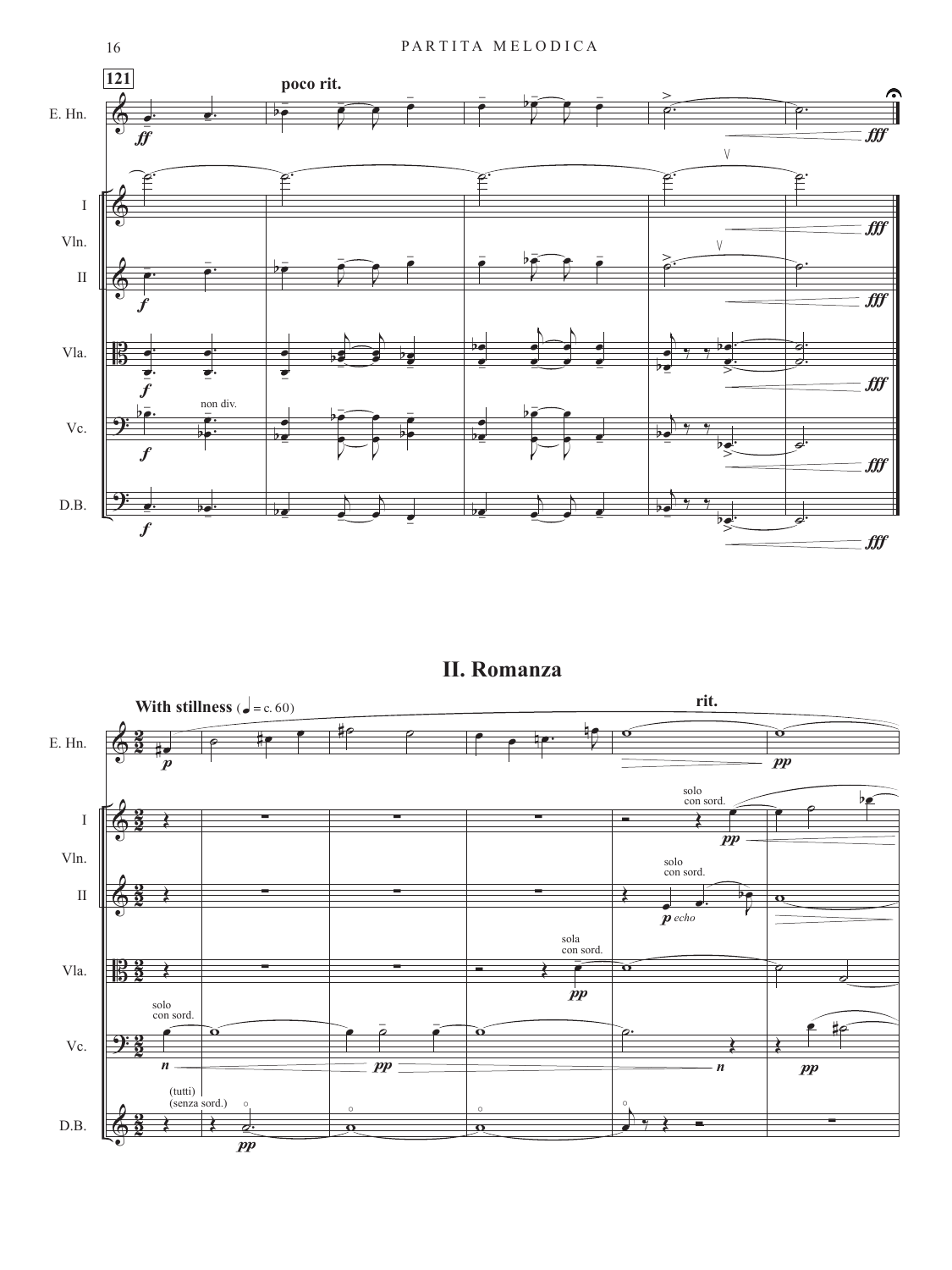## II. Romanza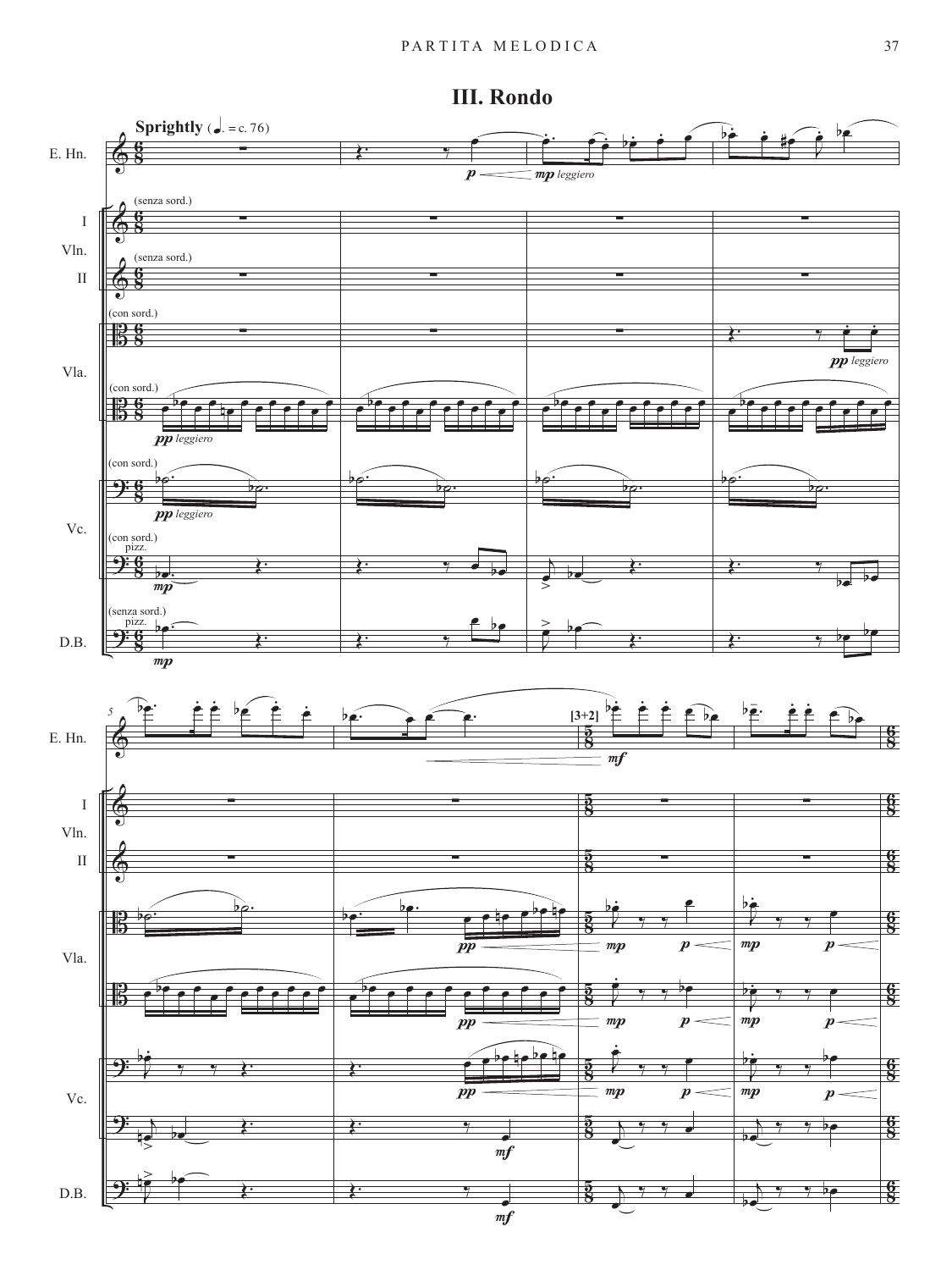# III. Rondo

**Sprightly** (♩. = c. 76)

E. Hn.

Vln. I (senza sord.)

Vln. II (senza sord.)

Vla. (con sord.)

Vc. (con sord.)

D.B. (senza sord.) pizz.

*pp leggiero* — *mp leggiero* — *mp* — *mf* — [3+2]